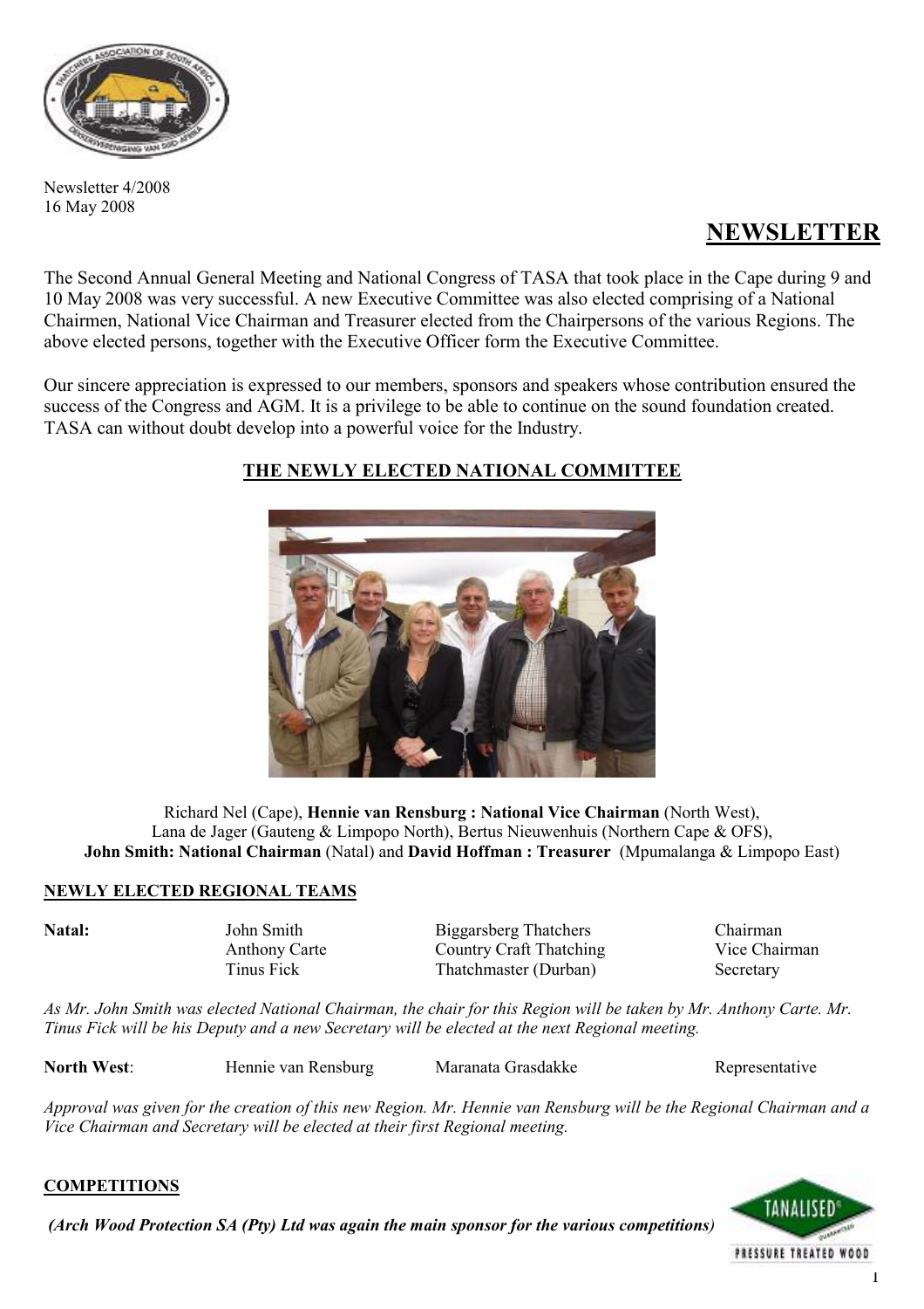Newsletter 4/2008
16 May 2008

# NEWSLETTER

The Second Annual General Meeting and National Congress of TASA that took place in the Cape during 9 and 10 May 2008 was very successful. A new Executive Committee was also elected comprising of a National Chairmen, National Vice Chairman and Treasurer elected from the Chairpersons of the various Regions. The above elected persons, together with the Executive Officer form the Executive Committee.

Our sincere appreciation is expressed to our members, sponsors and speakers whose contribution ensured the success of the Congress and AGM. It is a privilege to be able to continue on the sound foundation created. TASA can without doubt develop into a powerful voice for the Industry.

## THE NEWLY ELECTED NATIONAL COMMITTEE

Richard Nel (Cape), **Hennie van Rensburg : National Vice Chairman** (North West), Lana de Jager (Gauteng & Limpopo North), Bertus Nieuwenhuis (Northern Cape & OFS), **John Smith: National Chairman** (Natal) and **David Hoffman : Treasurer** (Mpumalanga & Limpopo East)

## NEWLY ELECTED REGIONAL TEAMS

| | | | |
|---|---|---|---|
| **Natal:** | John Smith | Biggarsberg Thatchers | Chairman |
| | Anthony Carte | Country Craft Thatching | Vice Chairman |
| | Tinus Fick | Thatchmaster (Durban) | Secretary |

*As Mr. John Smith was elected National Chairman, the chair for this Region will be taken by Mr. Anthony Carte. Mr. Tinus Fick will be his Deputy and a new Secretary will be elected at the next Regional meeting.*

| | | | |
|---|---|---|---|
| **North West**: | Hennie van Rensburg | Maranata Grasdakke | Representative |

*Approval was given for the creation of this new Region. Mr. Hennie van Rensburg will be the Regional Chairman and a Vice Chairman and Secretary will be elected at their first Regional meeting.*

## COMPETITIONS

***(Arch Wood Protection SA (Pty) Ltd was again the main sponsor for the various competitions)***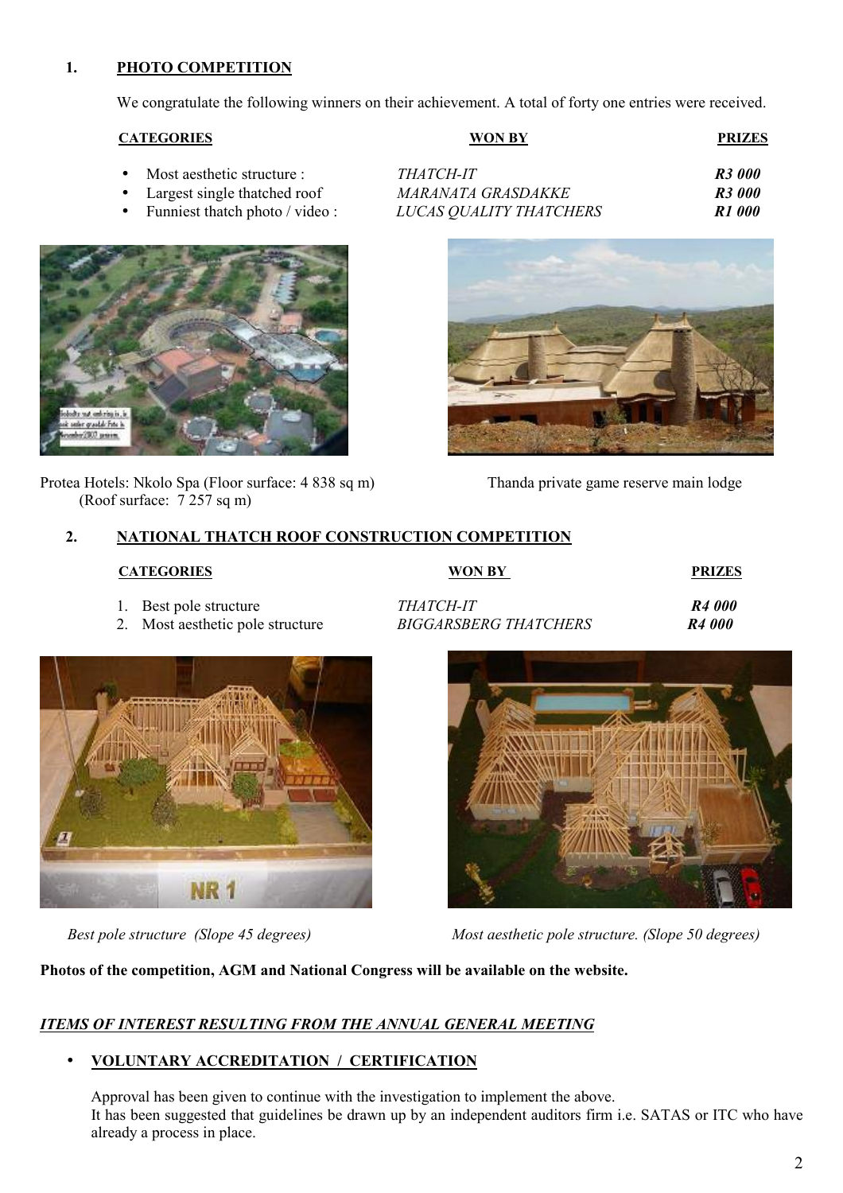## 1. PHOTO COMPETITION

We congratulate the following winners on their achievement. A total of forty one entries were received.

| CATEGORIES | WON BY | PRIZES |
|---|---|---|
| • Most aesthetic structure : | *THATCH-IT* | ***R3 000*** |
| • Largest single thatched roof | *MARANATA GRASDAKKE* | ***R3 000*** |
| • Funniest thatch photo / video : | *LUCAS QUALITY THATCHERS* | ***R1 000*** |

Protea Hotels: Nkolo Spa (Floor surface: 4 838 sq m) (Roof surface: 7 257 sq m)

Thanda private game reserve main lodge

## 2. NATIONAL THATCH ROOF CONSTRUCTION COMPETITION

| CATEGORIES | WON BY | PRIZES |
|---|---|---|
| 1. Best pole structure | *THATCH-IT* | ***R4 000*** |
| 2. Most aesthetic pole structure | *BIGGARSBERG THATCHERS* | ***R4 000*** |

*Best pole structure (Slope 45 degrees)*

*Most aesthetic pole structure. (Slope 50 degrees)*

**Photos of the competition, AGM and National Congress will be available on the website.**

***ITEMS OF INTEREST RESULTING FROM THE ANNUAL GENERAL MEETING***

- **VOLUNTARY ACCREDITATION / CERTIFICATION**

  Approval has been given to continue with the investigation to implement the above.
  It has been suggested that guidelines be drawn up by an independent auditors firm i.e. SATAS or ITC who have already a process in place.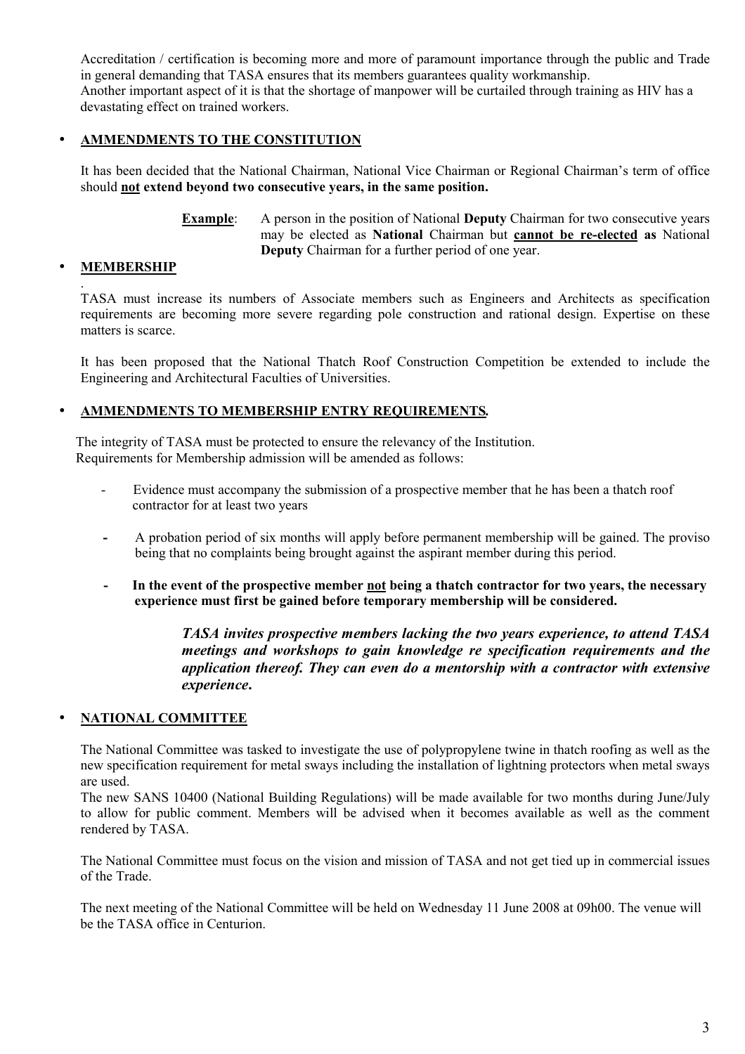Accreditation / certification is becoming more and more of paramount importance through the public and Trade in general demanding that TASA ensures that its members guarantees quality workmanship.
Another important aspect of it is that the shortage of manpower will be curtailed through training as HIV has a devastating effect on trained workers.

- **AMMENDMENTS TO THE CONSTITUTION**

It has been decided that the National Chairman, National Vice Chairman or Regional Chairman's term of office should **not extend beyond two consecutive years, in the same position.**

> **Example**: A person in the position of National **Deputy** Chairman for two consecutive years may be elected as **National** Chairman but **cannot be re-elected as** National **Deputy** Chairman for a further period of one year.

- **MEMBERSHIP**

.
TASA must increase its numbers of Associate members such as Engineers and Architects as specification requirements are becoming more severe regarding pole construction and rational design. Expertise on these matters is scarce.

It has been proposed that the National Thatch Roof Construction Competition be extended to include the Engineering and Architectural Faculties of Universities.

- **AMMENDMENTS TO MEMBERSHIP ENTRY REQUIREMENTS.**

The integrity of TASA must be protected to ensure the relevancy of the Institution.
Requirements for Membership admission will be amended as follows:

- Evidence must accompany the submission of a prospective member that he has been a thatch roof contractor for at least two years
- A probation period of six months will apply before permanent membership will be gained. The proviso being that no complaints being brought against the aspirant member during this period.
- **In the event of the prospective member not being a thatch contractor for two years, the necessary experience must first be gained before temporary membership will be considered.**

> ***TASA invites prospective members lacking the two years experience, to attend TASA meetings and workshops to gain knowledge re specification requirements and the application thereof. They can even do a mentorship with a contractor with extensive experience.***

- **NATIONAL COMMITTEE**

The National Committee was tasked to investigate the use of polypropylene twine in thatch roofing as well as the new specification requirement for metal sways including the installation of lightning protectors when metal sways are used.
The new SANS 10400 (National Building Regulations) will be made available for two months during June/July to allow for public comment. Members will be advised when it becomes available as well as the comment rendered by TASA.

The National Committee must focus on the vision and mission of TASA and not get tied up in commercial issues of the Trade.

The next meeting of the National Committee will be held on Wednesday 11 June 2008 at 09h00. The venue will be the TASA office in Centurion.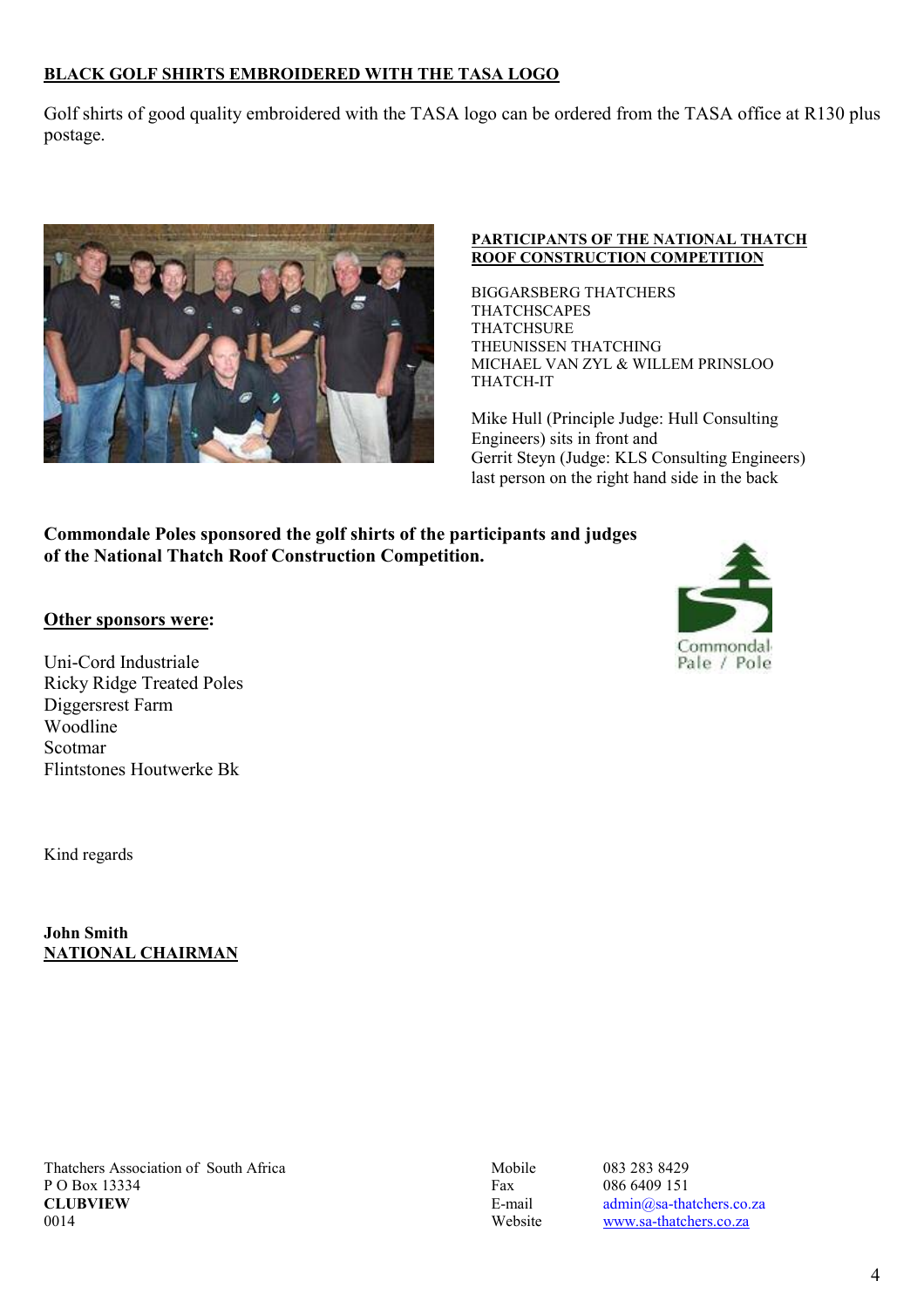**BLACK GOLF SHIRTS EMBROIDERED WITH THE TASA LOGO**

Golf shirts of good quality embroidered with the TASA logo can be ordered from the TASA office at R130 plus postage.

**PARTICIPANTS OF THE NATIONAL THATCH ROOF CONSTRUCTION COMPETITION**

BIGGARSBERG THATCHERS
THATCHSCAPES
THATCHSURE
THEUNISSEN THATCHING
MICHAEL VAN ZYL & WILLEM PRINSLOO
THATCH-IT

Mike Hull (Principle Judge: Hull Consulting Engineers) sits in front and
Gerrit Steyn (Judge: KLS Consulting Engineers) last person on the right hand side in the back

**Commondale Poles sponsored the golf shirts of the participants and judges of the National Thatch Roof Construction Competition.**

Commondale
Pale / Pole

**Other sponsors were:**

Uni-Cord Industriale
Ricky Ridge Treated Poles
Diggersrest Farm
Woodline
Scotmar
Flintstones Houtwerke Bk

Kind regards

**John Smith**
**NATIONAL CHAIRMAN**

Thatchers Association of South Africa
P O Box 13334
**CLUBVIEW**
0014

| | |
|---|---|
| Mobile | 083 283 8429 |
| Fax | 086 6409 151 |
| E-mail | admin@sa-thatchers.co.za |
| Website | www.sa-thatchers.co.za |